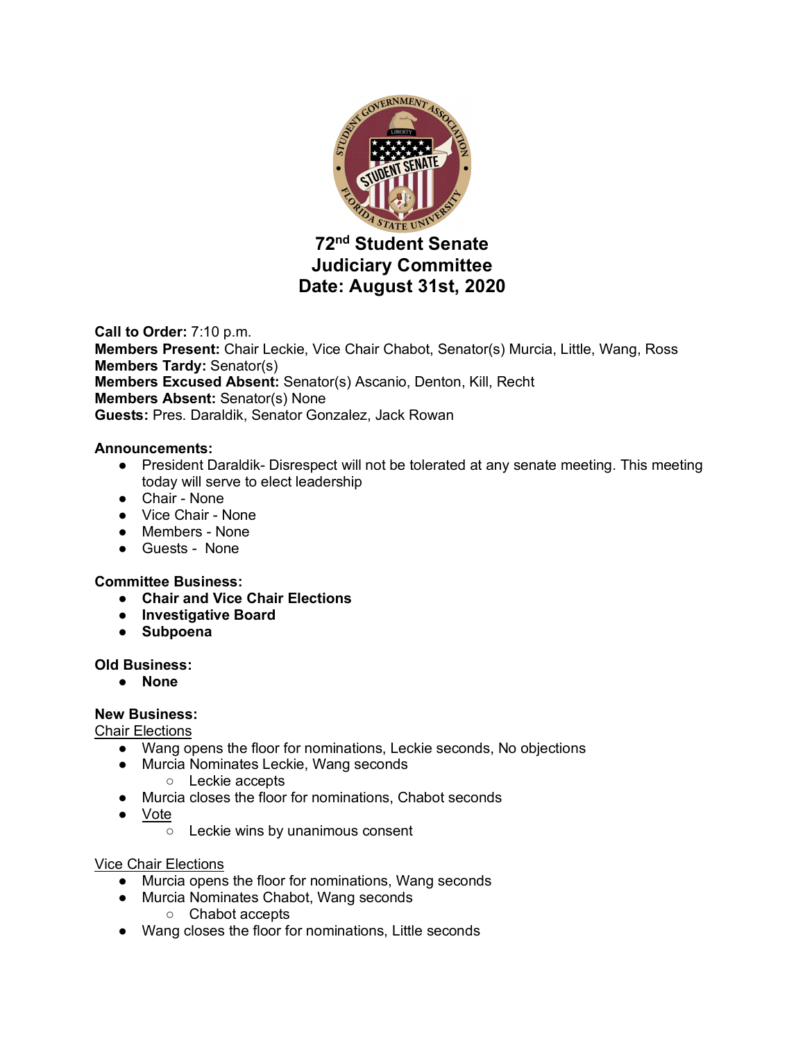# 72nd Student Senate
# Judiciary Committee
# Date: August 31st, 2020

**Call to Order:** 7:10 p.m.
**Members Present:** Chair Leckie, Vice Chair Chabot, Senator(s) Murcia, Little, Wang, Ross
**Members Tardy:** Senator(s)
**Members Excused Absent:** Senator(s) Ascanio, Denton, Kill, Recht
**Members Absent:** Senator(s) None
**Guests:** Pres. Daraldik, Senator Gonzalez, Jack Rowan

**Announcements:**

- President Daraldik- Disrespect will not be tolerated at any senate meeting. This meeting today will serve to elect leadership
- Chair - None
- Vice Chair - None
- Members - None
- Guests - None

**Committee Business:**

- **Chair and Vice Chair Elections**
- **Investigative Board**
- **Subpoena**

**Old Business:**

- **None**

**New Business:**

Chair Elections

- Wang opens the floor for nominations, Leckie seconds, No objections
- Murcia Nominates Leckie, Wang seconds
    - Leckie accepts
- Murcia closes the floor for nominations, Chabot seconds
- Vote
    - Leckie wins by unanimous consent

Vice Chair Elections

- Murcia opens the floor for nominations, Wang seconds
- Murcia Nominates Chabot, Wang seconds
    - Chabot accepts
- Wang closes the floor for nominations, Little seconds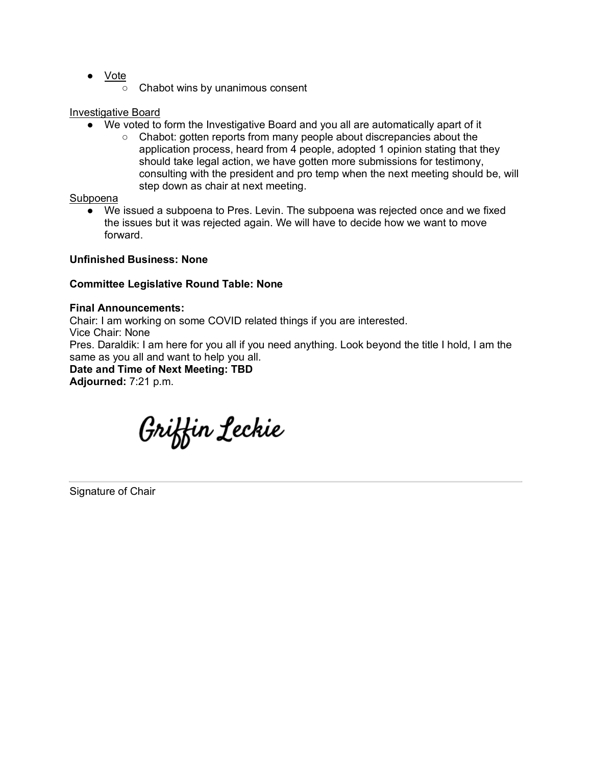- Vote
  - Chabot wins by unanimous consent

Investigative Board

- We voted to form the Investigative Board and you all are automatically apart of it
  - Chabot: gotten reports from many people about discrepancies about the application process, heard from 4 people, adopted 1 opinion stating that they should take legal action, we have gotten more submissions for testimony, consulting with the president and pro temp when the next meeting should be, will step down as chair at next meeting.

Subpoena

- We issued a subpoena to Pres. Levin. The subpoena was rejected once and we fixed the issues but it was rejected again. We will have to decide how we want to move forward.

**Unfinished Business: None**

**Committee Legislative Round Table: None**

**Final Announcements:**

Chair: I am working on some COVID related things if you are interested.

Vice Chair: None

Pres. Daraldik: I am here for you all if you need anything. Look beyond the title I hold, I am the same as you all and want to help you all.

**Date and Time of Next Meeting: TBD**

**Adjourned:** 7:21 p.m.

Griffin Leckie

Signature of Chair